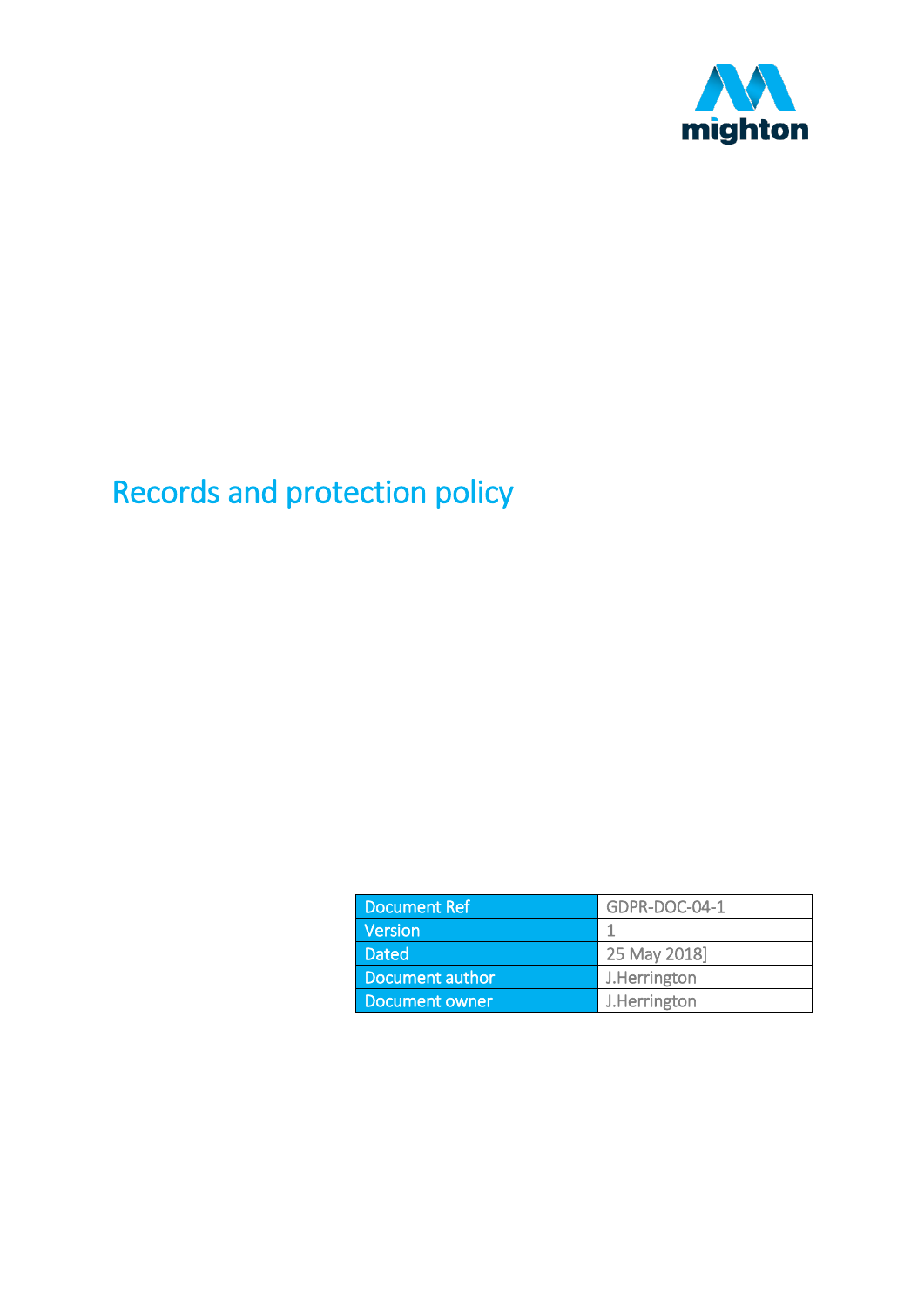mighton

# Records and protection policy

| Document Ref | GDPR-DOC-04-1 |
| --- | --- |
| Version | 1 |
| Dated | 25 May 2018] |
| Document author | J.Herrington |
| Document owner | J.Herrington |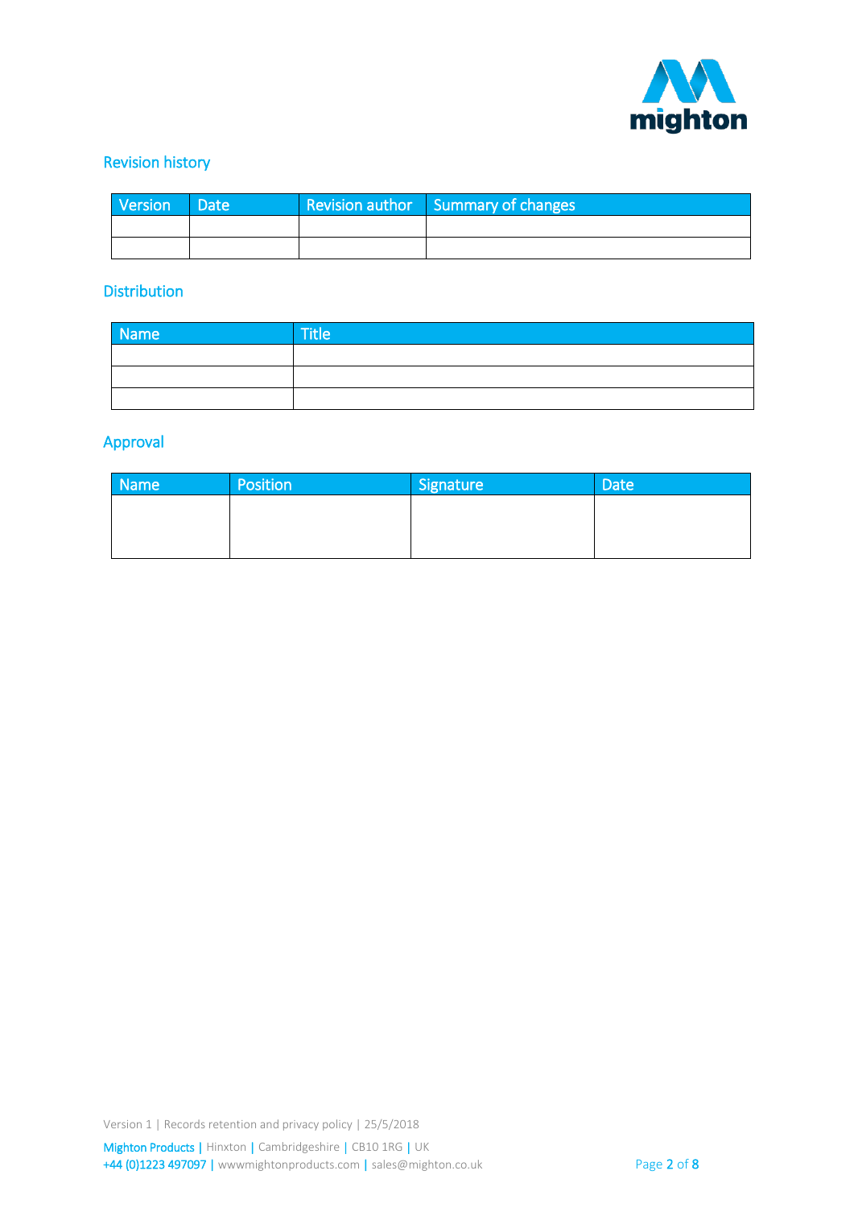## Revision history

| Version | Date | Revision author | Summary of changes |
|---|---|---|---|
| | | | |
| | | | |

## Distribution

| Name | Title |
|---|---|
| | |
| | |
| | |

## Approval

| Name | Position | Signature | Date |
|---|---|---|---|
| | | | |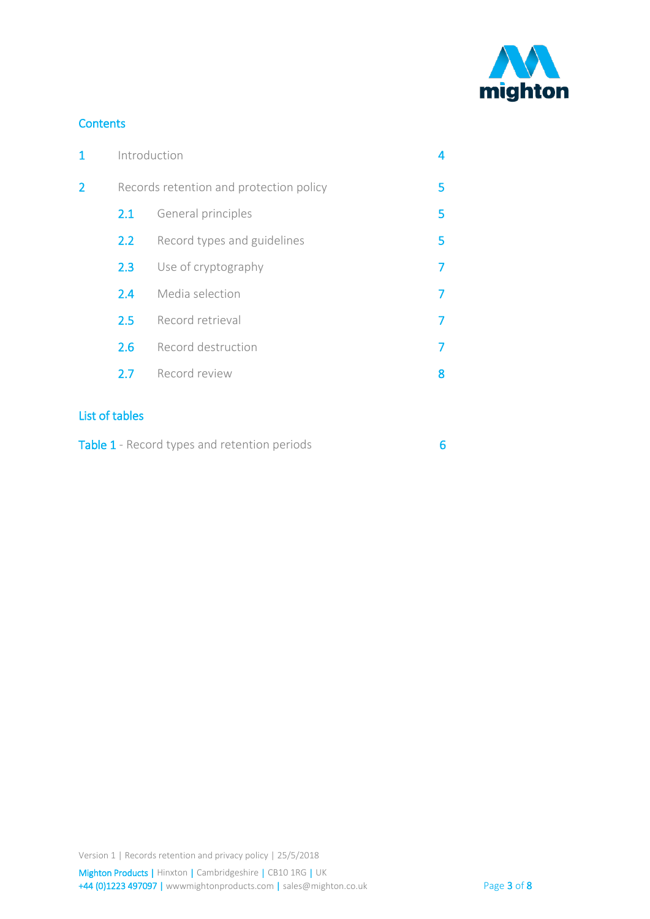## Contents

| | | |
|---|---|---|
| 1 | Introduction | 4 |
| 2 | Records retention and protection policy | 5 |
| 2.1 | General principles | 5 |
| 2.2 | Record types and guidelines | 5 |
| 2.3 | Use of cryptography | 7 |
| 2.4 | Media selection | 7 |
| 2.5 | Record retrieval | 7 |
| 2.6 | Record destruction | 7 |
| 2.7 | Record review | 8 |

## List of tables

| | |
|---|---|
| Table 1 - Record types and retention periods | 6 |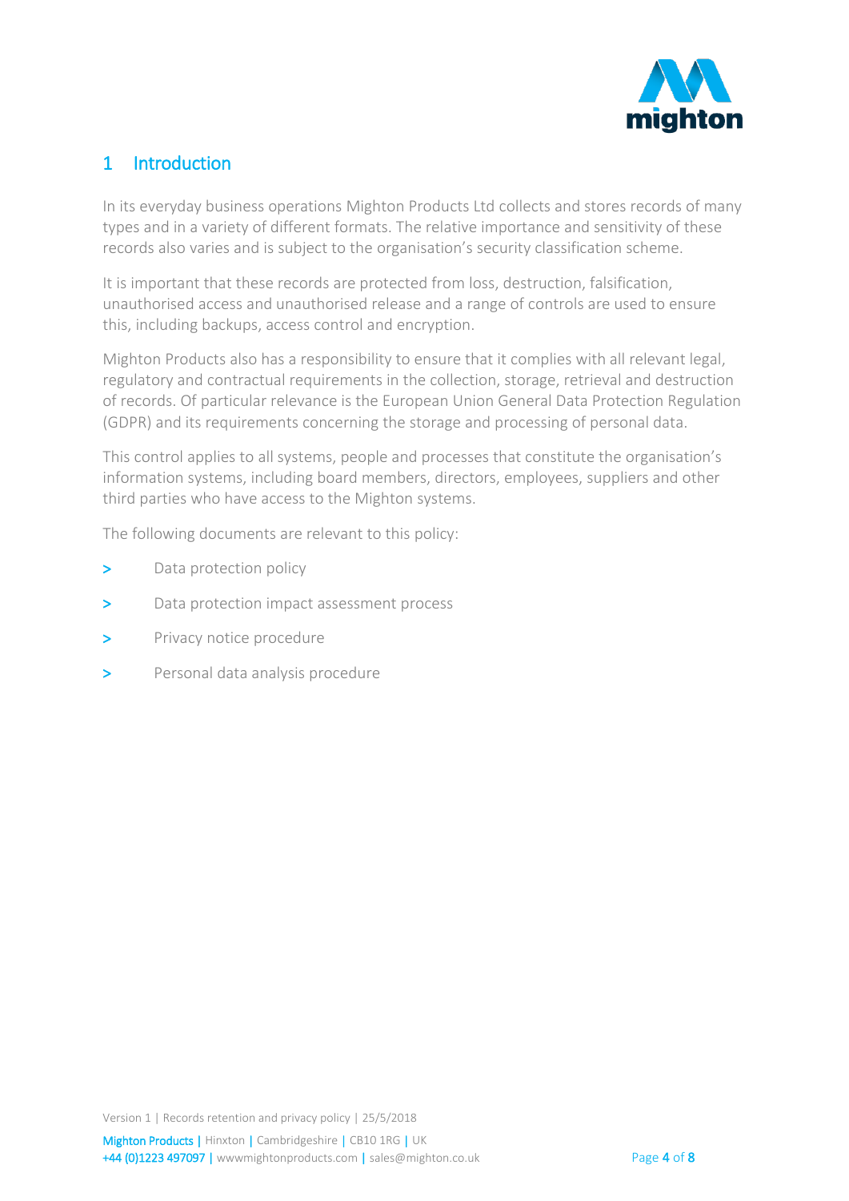# 1 Introduction

In its everyday business operations Mighton Products Ltd collects and stores records of many types and in a variety of different formats. The relative importance and sensitivity of these records also varies and is subject to the organisation's security classification scheme.

It is important that these records are protected from loss, destruction, falsification, unauthorised access and unauthorised release and a range of controls are used to ensure this, including backups, access control and encryption.

Mighton Products also has a responsibility to ensure that it complies with all relevant legal, regulatory and contractual requirements in the collection, storage, retrieval and destruction of records. Of particular relevance is the European Union General Data Protection Regulation (GDPR) and its requirements concerning the storage and processing of personal data.

This control applies to all systems, people and processes that constitute the organisation's information systems, including board members, directors, employees, suppliers and other third parties who have access to the Mighton systems.

The following documents are relevant to this policy:

- Data protection policy
- Data protection impact assessment process
- Privacy notice procedure
- Personal data analysis procedure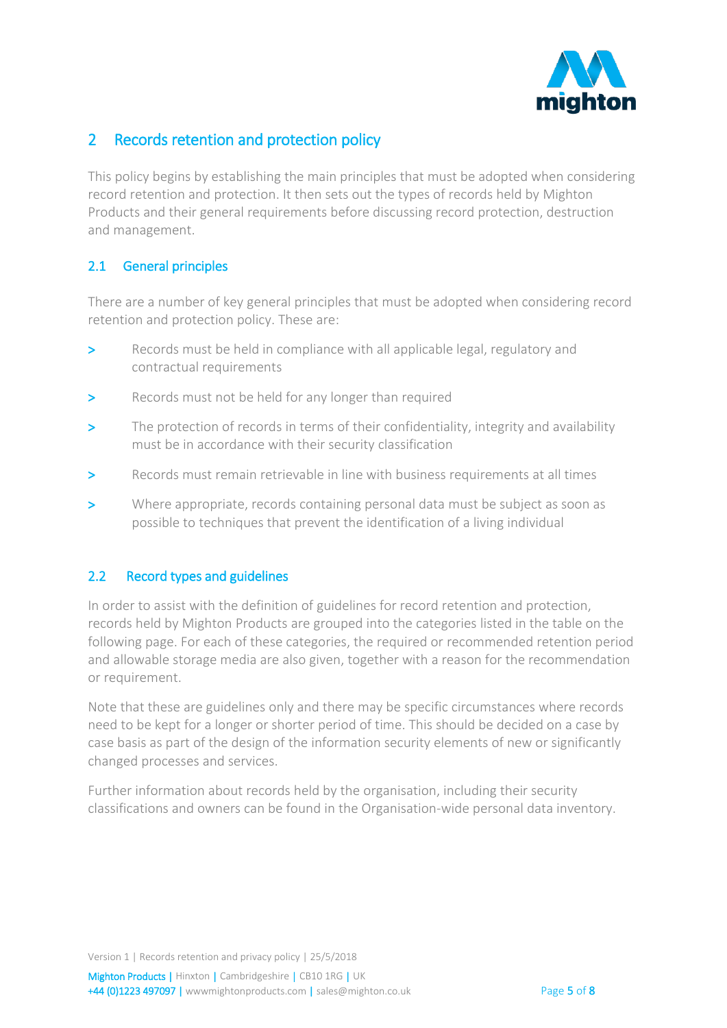## 2 Records retention and protection policy

This policy begins by establishing the main principles that must be adopted when considering record retention and protection. It then sets out the types of records held by Mighton Products and their general requirements before discussing record protection, destruction and management.

### 2.1 General principles

There are a number of key general principles that must be adopted when considering record retention and protection policy. These are:

- Records must be held in compliance with all applicable legal, regulatory and contractual requirements
- Records must not be held for any longer than required
- The protection of records in terms of their confidentiality, integrity and availability must be in accordance with their security classification
- Records must remain retrievable in line with business requirements at all times
- Where appropriate, records containing personal data must be subject as soon as possible to techniques that prevent the identification of a living individual

### 2.2 Record types and guidelines

In order to assist with the definition of guidelines for record retention and protection, records held by Mighton Products are grouped into the categories listed in the table on the following page. For each of these categories, the required or recommended retention period and allowable storage media are also given, together with a reason for the recommendation or requirement.

Note that these are guidelines only and there may be specific circumstances where records need to be kept for a longer or shorter period of time. This should be decided on a case by case basis as part of the design of the information security elements of new or significantly changed processes and services.

Further information about records held by the organisation, including their security classifications and owners can be found in the Organisation-wide personal data inventory.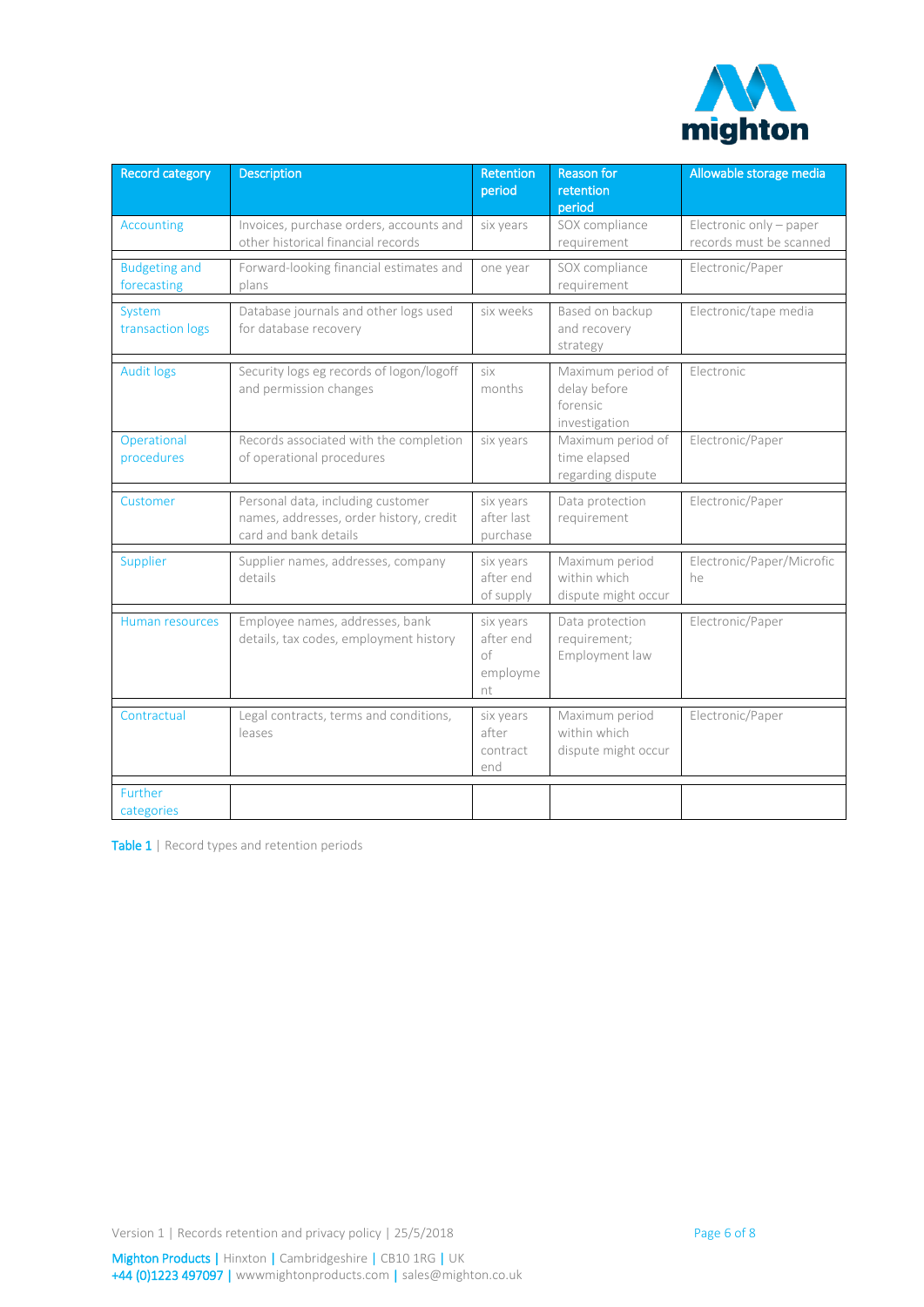| Record category | Description | Retention period | Reason for retention period | Allowable storage media |
|---|---|---|---|---|
| Accounting | Invoices, purchase orders, accounts and other historical financial records | six years | SOX compliance requirement | Electronic only – paper records must be scanned |
| Budgeting and forecasting | Forward-looking financial estimates and plans | one year | SOX compliance requirement | Electronic/Paper |
| System transaction logs | Database journals and other logs used for database recovery | six weeks | Based on backup and recovery strategy | Electronic/tape media |
| Audit logs | Security logs eg records of logon/logoff and permission changes | six months | Maximum period of delay before forensic investigation | Electronic |
| Operational procedures | Records associated with the completion of operational procedures | six years | Maximum period of time elapsed regarding dispute | Electronic/Paper |
| Customer | Personal data, including customer names, addresses, order history, credit card and bank details | six years after last purchase | Data protection requirement | Electronic/Paper |
| Supplier | Supplier names, addresses, company details | six years after end of supply | Maximum period within which dispute might occur | Electronic/Paper/Microfiche |
| Human resources | Employee names, addresses, bank details, tax codes, employment history | six years after end of employment | Data protection requirement; Employment law | Electronic/Paper |
| Contractual | Legal contracts, terms and conditions, leases | six years after contract end | Maximum period within which dispute might occur | Electronic/Paper |
| Further categories | | | | |

**Table 1** | Record types and retention periods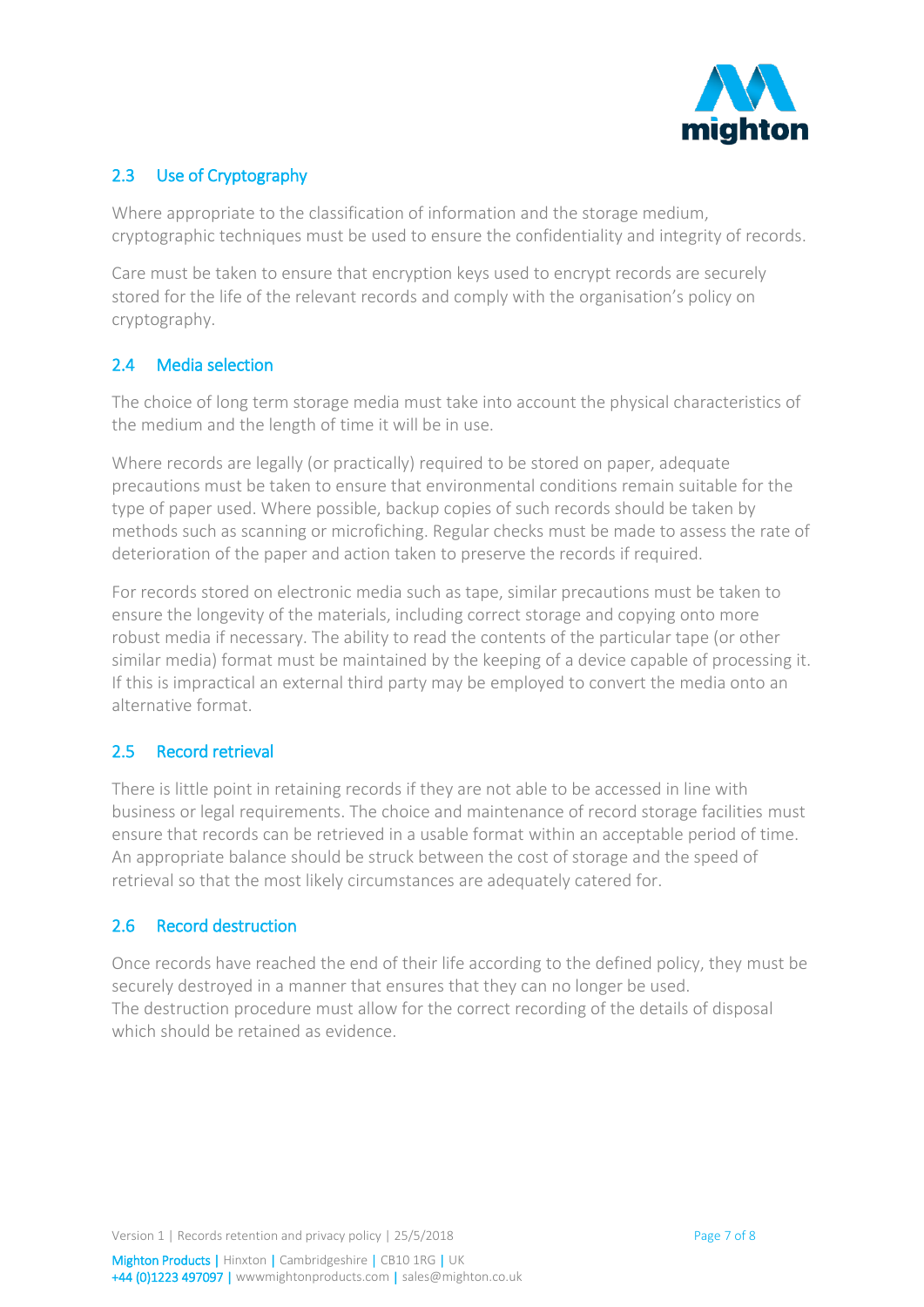## 2.3 Use of Cryptography

Where appropriate to the classification of information and the storage medium, cryptographic techniques must be used to ensure the confidentiality and integrity of records.

Care must be taken to ensure that encryption keys used to encrypt records are securely stored for the life of the relevant records and comply with the organisation's policy on cryptography.

## 2.4 Media selection

The choice of long term storage media must take into account the physical characteristics of the medium and the length of time it will be in use.

Where records are legally (or practically) required to be stored on paper, adequate precautions must be taken to ensure that environmental conditions remain suitable for the type of paper used. Where possible, backup copies of such records should be taken by methods such as scanning or microfiching. Regular checks must be made to assess the rate of deterioration of the paper and action taken to preserve the records if required.

For records stored on electronic media such as tape, similar precautions must be taken to ensure the longevity of the materials, including correct storage and copying onto more robust media if necessary. The ability to read the contents of the particular tape (or other similar media) format must be maintained by the keeping of a device capable of processing it. If this is impractical an external third party may be employed to convert the media onto an alternative format.

## 2.5 Record retrieval

There is little point in retaining records if they are not able to be accessed in line with business or legal requirements. The choice and maintenance of record storage facilities must ensure that records can be retrieved in a usable format within an acceptable period of time. An appropriate balance should be struck between the cost of storage and the speed of retrieval so that the most likely circumstances are adequately catered for.

## 2.6 Record destruction

Once records have reached the end of their life according to the defined policy, they must be securely destroyed in a manner that ensures that they can no longer be used.
The destruction procedure must allow for the correct recording of the details of disposal which should be retained as evidence.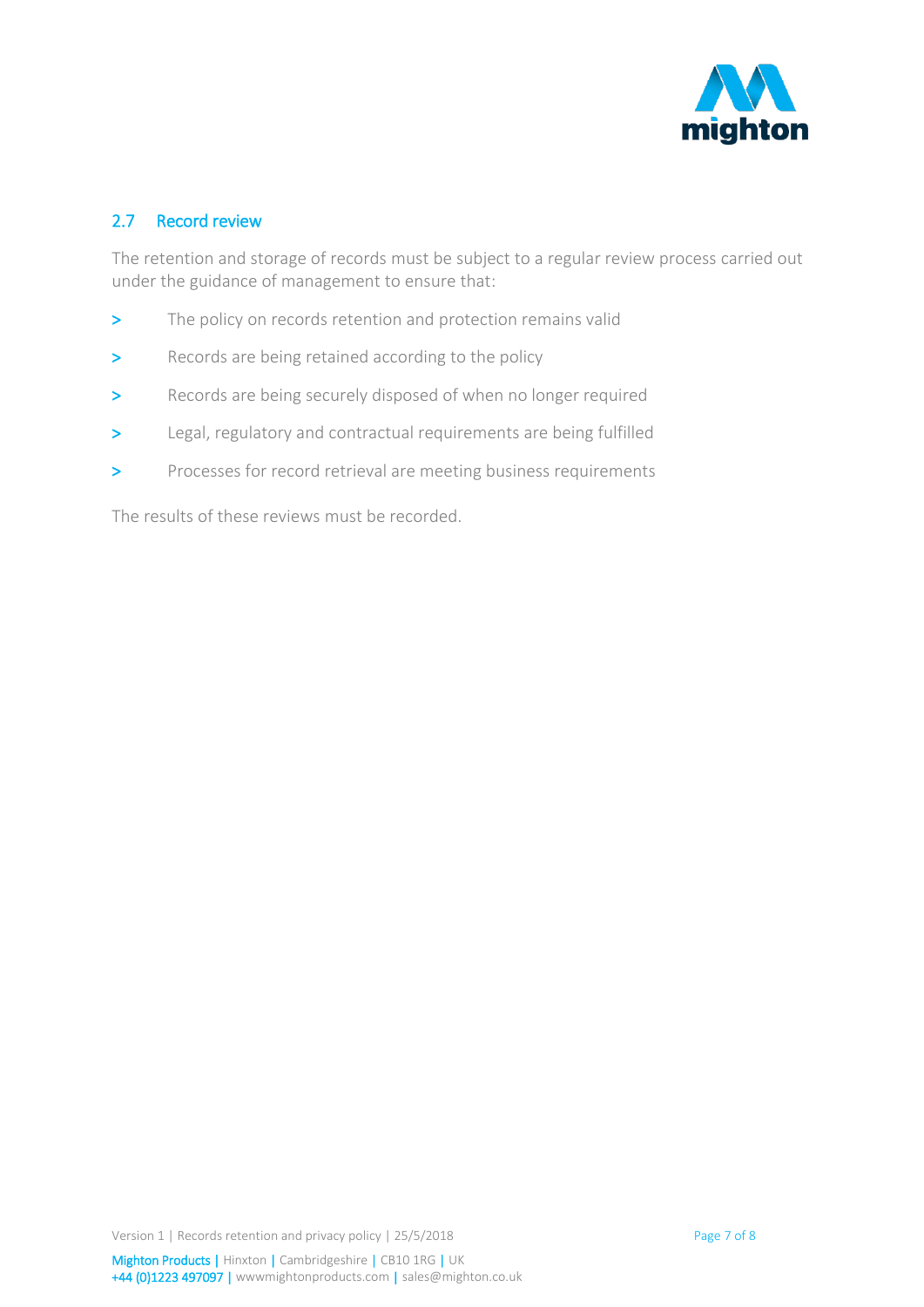## 2.7 Record review

The retention and storage of records must be subject to a regular review process carried out under the guidance of management to ensure that:

- The policy on records retention and protection remains valid
- Records are being retained according to the policy
- Records are being securely disposed of when no longer required
- Legal, regulatory and contractual requirements are being fulfilled
- Processes for record retrieval are meeting business requirements

The results of these reviews must be recorded.